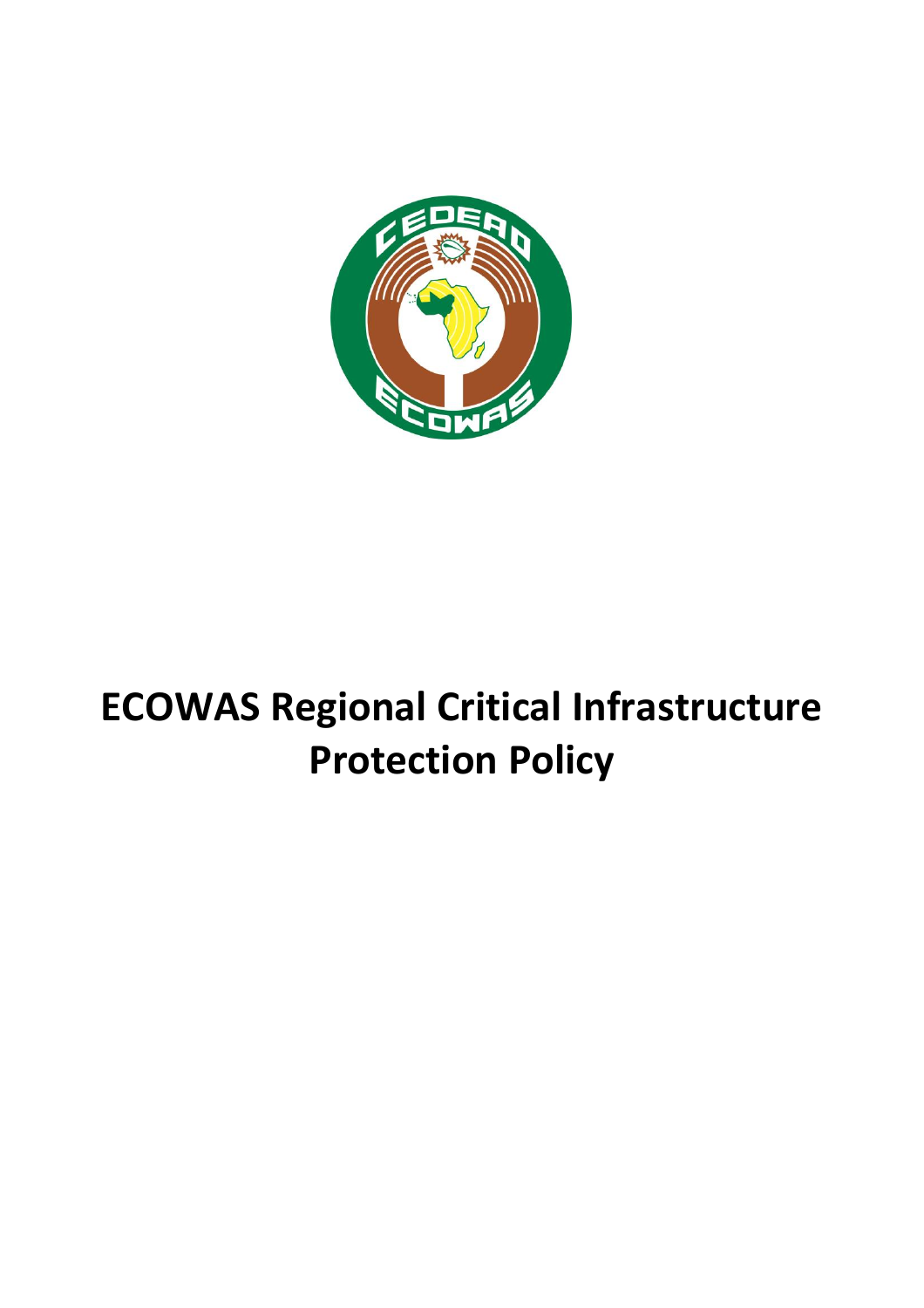# ECOWAS Regional Critical Infrastructure Protection Policy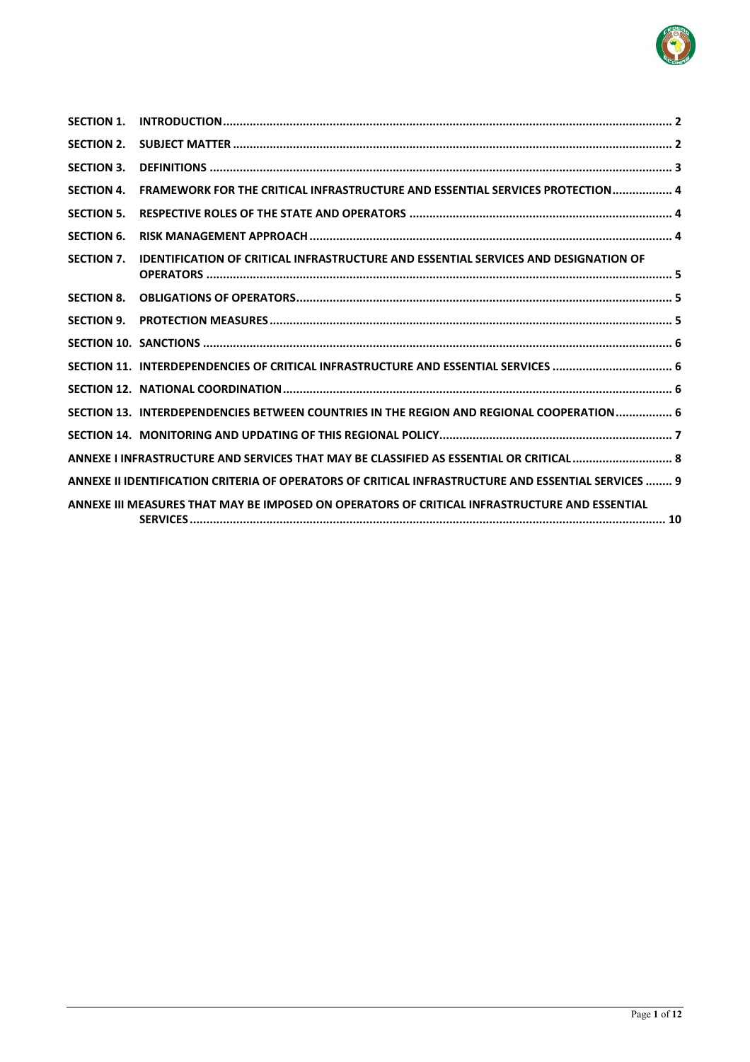| | | |
|---|---|---|
| **SECTION 1.** | **INTRODUCTION** | **2** |
| **SECTION 2.** | **SUBJECT MATTER** | **2** |
| **SECTION 3.** | **DEFINITIONS** | **3** |
| **SECTION 4.** | **FRAMEWORK FOR THE CRITICAL INFRASTRUCTURE AND ESSENTIAL SERVICES PROTECTION** | **4** |
| **SECTION 5.** | **RESPECTIVE ROLES OF THE STATE AND OPERATORS** | **4** |
| **SECTION 6.** | **RISK MANAGEMENT APPROACH** | **4** |
| **SECTION 7.** | **IDENTIFICATION OF CRITICAL INFRASTRUCTURE AND ESSENTIAL SERVICES AND DESIGNATION OF OPERATORS** | **5** |
| **SECTION 8.** | **OBLIGATIONS OF OPERATORS** | **5** |
| **SECTION 9.** | **PROTECTION MEASURES** | **5** |
| **SECTION 10.** | **SANCTIONS** | **6** |
| **SECTION 11.** | **INTERDEPENDENCIES OF CRITICAL INFRASTRUCTURE AND ESSENTIAL SERVICES** | **6** |
| **SECTION 12.** | **NATIONAL COORDINATION** | **6** |
| **SECTION 13.** | **INTERDEPENDENCIES BETWEEN COUNTRIES IN THE REGION AND REGIONAL COOPERATION** | **6** |
| **SECTION 14.** | **MONITORING AND UPDATING OF THIS REGIONAL POLICY** | **7** |
| **ANNEXE I** | **INFRASTRUCTURE AND SERVICES THAT MAY BE CLASSIFIED AS ESSENTIAL OR CRITICAL** | **8** |
| **ANNEXE II** | **IDENTIFICATION CRITERIA OF OPERATORS OF CRITICAL INFRASTRUCTURE AND ESSENTIAL SERVICES** | **9** |
| **ANNEXE III** | **MEASURES THAT MAY BE IMPOSED ON OPERATORS OF CRITICAL INFRASTRUCTURE AND ESSENTIAL SERVICES** | **10** |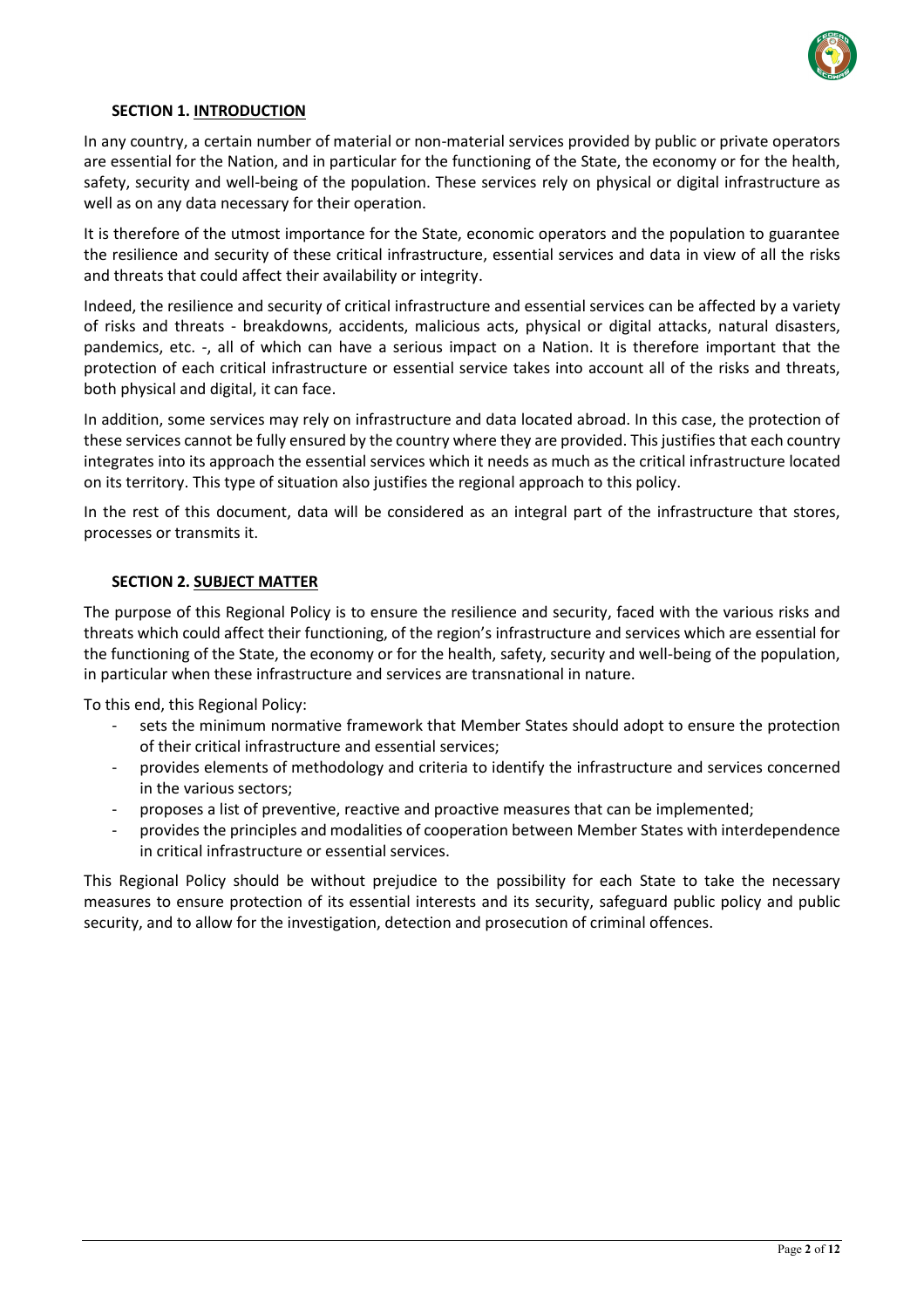## SECTION 1. INTRODUCTION

In any country, a certain number of material or non-material services provided by public or private operators are essential for the Nation, and in particular for the functioning of the State, the economy or for the health, safety, security and well-being of the population. These services rely on physical or digital infrastructure as well as on any data necessary for their operation.

It is therefore of the utmost importance for the State, economic operators and the population to guarantee the resilience and security of these critical infrastructure, essential services and data in view of all the risks and threats that could affect their availability or integrity.

Indeed, the resilience and security of critical infrastructure and essential services can be affected by a variety of risks and threats - breakdowns, accidents, malicious acts, physical or digital attacks, natural disasters, pandemics, etc. -, all of which can have a serious impact on a Nation. It is therefore important that the protection of each critical infrastructure or essential service takes into account all of the risks and threats, both physical and digital, it can face.

In addition, some services may rely on infrastructure and data located abroad. In this case, the protection of these services cannot be fully ensured by the country where they are provided. This justifies that each country integrates into its approach the essential services which it needs as much as the critical infrastructure located on its territory. This type of situation also justifies the regional approach to this policy.

In the rest of this document, data will be considered as an integral part of the infrastructure that stores, processes or transmits it.

## SECTION 2. SUBJECT MATTER

The purpose of this Regional Policy is to ensure the resilience and security, faced with the various risks and threats which could affect their functioning, of the region's infrastructure and services which are essential for the functioning of the State, the economy or for the health, safety, security and well-being of the population, in particular when these infrastructure and services are transnational in nature.

To this end, this Regional Policy:

- sets the minimum normative framework that Member States should adopt to ensure the protection of their critical infrastructure and essential services;
- provides elements of methodology and criteria to identify the infrastructure and services concerned in the various sectors;
- proposes a list of preventive, reactive and proactive measures that can be implemented;
- provides the principles and modalities of cooperation between Member States with interdependence in critical infrastructure or essential services.

This Regional Policy should be without prejudice to the possibility for each State to take the necessary measures to ensure protection of its essential interests and its security, safeguard public policy and public security, and to allow for the investigation, detection and prosecution of criminal offences.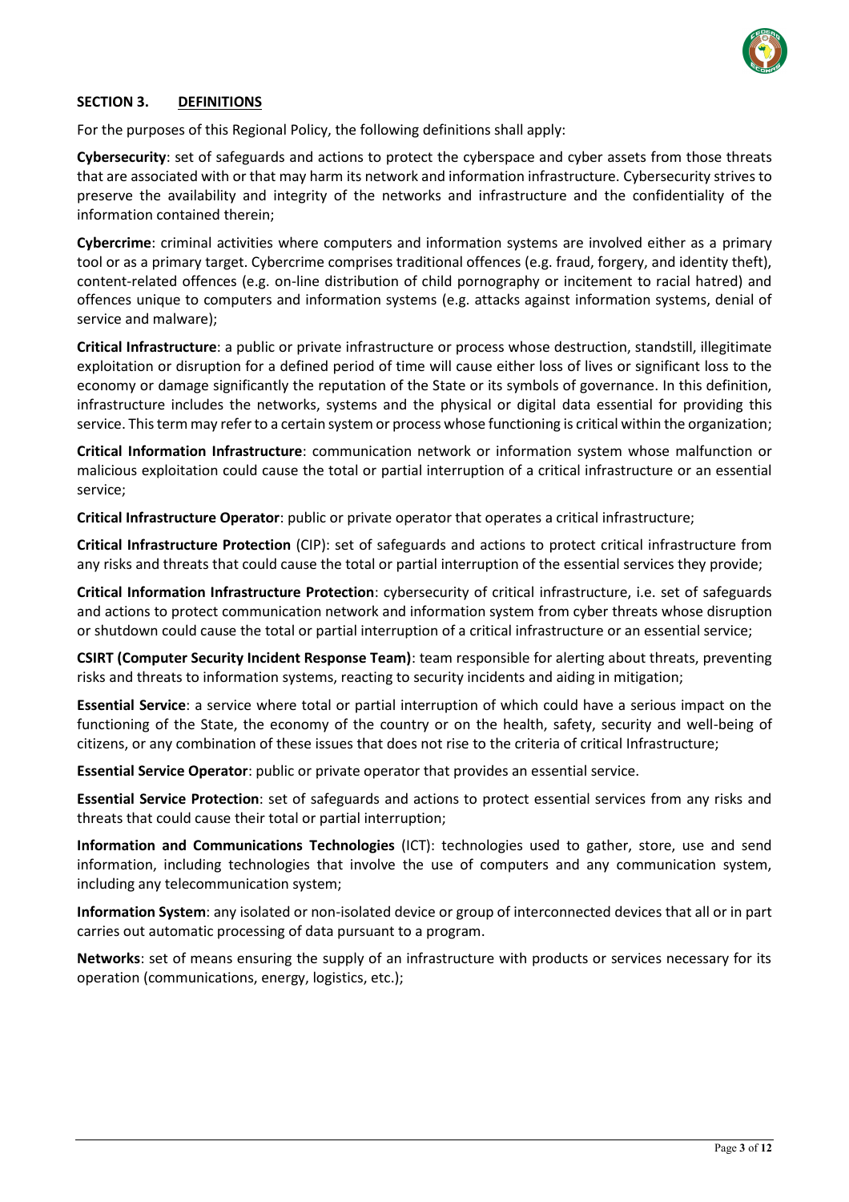## SECTION 3. DEFINITIONS

For the purposes of this Regional Policy, the following definitions shall apply:

**Cybersecurity**: set of safeguards and actions to protect the cyberspace and cyber assets from those threats that are associated with or that may harm its network and information infrastructure. Cybersecurity strives to preserve the availability and integrity of the networks and infrastructure and the confidentiality of the information contained therein;

**Cybercrime**: criminal activities where computers and information systems are involved either as a primary tool or as a primary target. Cybercrime comprises traditional offences (e.g. fraud, forgery, and identity theft), content-related offences (e.g. on-line distribution of child pornography or incitement to racial hatred) and offences unique to computers and information systems (e.g. attacks against information systems, denial of service and malware);

**Critical Infrastructure**: a public or private infrastructure or process whose destruction, standstill, illegitimate exploitation or disruption for a defined period of time will cause either loss of lives or significant loss to the economy or damage significantly the reputation of the State or its symbols of governance. In this definition, infrastructure includes the networks, systems and the physical or digital data essential for providing this service. This term may refer to a certain system or process whose functioning is critical within the organization;

**Critical Information Infrastructure**: communication network or information system whose malfunction or malicious exploitation could cause the total or partial interruption of a critical infrastructure or an essential service;

**Critical Infrastructure Operator**: public or private operator that operates a critical infrastructure;

**Critical Infrastructure Protection** (CIP): set of safeguards and actions to protect critical infrastructure from any risks and threats that could cause the total or partial interruption of the essential services they provide;

**Critical Information Infrastructure Protection**: cybersecurity of critical infrastructure, i.e. set of safeguards and actions to protect communication network and information system from cyber threats whose disruption or shutdown could cause the total or partial interruption of a critical infrastructure or an essential service;

**CSIRT (Computer Security Incident Response Team)**: team responsible for alerting about threats, preventing risks and threats to information systems, reacting to security incidents and aiding in mitigation;

**Essential Service**: a service where total or partial interruption of which could have a serious impact on the functioning of the State, the economy of the country or on the health, safety, security and well-being of citizens, or any combination of these issues that does not rise to the criteria of critical Infrastructure;

**Essential Service Operator**: public or private operator that provides an essential service.

**Essential Service Protection**: set of safeguards and actions to protect essential services from any risks and threats that could cause their total or partial interruption;

**Information and Communications Technologies** (ICT): technologies used to gather, store, use and send information, including technologies that involve the use of computers and any communication system, including any telecommunication system;

**Information System**: any isolated or non-isolated device or group of interconnected devices that all or in part carries out automatic processing of data pursuant to a program.

**Networks**: set of means ensuring the supply of an infrastructure with products or services necessary for its operation (communications, energy, logistics, etc.);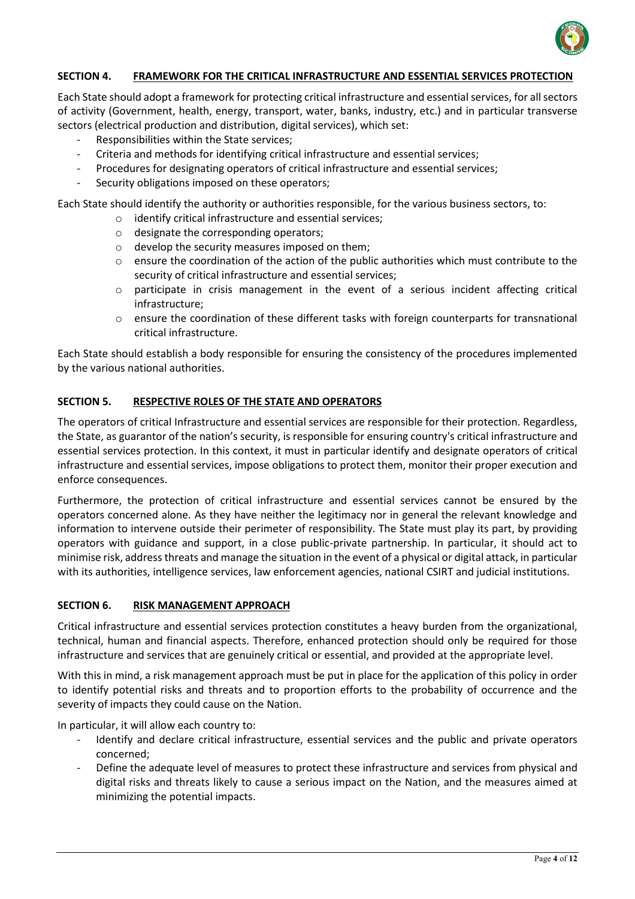## SECTION 4. FRAMEWORK FOR THE CRITICAL INFRASTRUCTURE AND ESSENTIAL SERVICES PROTECTION

Each State should adopt a framework for protecting critical infrastructure and essential services, for all sectors of activity (Government, health, energy, transport, water, banks, industry, etc.) and in particular transverse sectors (electrical production and distribution, digital services), which set:

- Responsibilities within the State services;
- Criteria and methods for identifying critical infrastructure and essential services;
- Procedures for designating operators of critical infrastructure and essential services;
- Security obligations imposed on these operators;

Each State should identify the authority or authorities responsible, for the various business sectors, to:

- identify critical infrastructure and essential services;
- designate the corresponding operators;
- develop the security measures imposed on them;
- ensure the coordination of the action of the public authorities which must contribute to the security of critical infrastructure and essential services;
- participate in crisis management in the event of a serious incident affecting critical infrastructure;
- ensure the coordination of these different tasks with foreign counterparts for transnational critical infrastructure.

Each State should establish a body responsible for ensuring the consistency of the procedures implemented by the various national authorities.

## SECTION 5. RESPECTIVE ROLES OF THE STATE AND OPERATORS

The operators of critical Infrastructure and essential services are responsible for their protection. Regardless, the State, as guarantor of the nation's security, is responsible for ensuring country's critical infrastructure and essential services protection. In this context, it must in particular identify and designate operators of critical infrastructure and essential services, impose obligations to protect them, monitor their proper execution and enforce consequences.

Furthermore, the protection of critical infrastructure and essential services cannot be ensured by the operators concerned alone. As they have neither the legitimacy nor in general the relevant knowledge and information to intervene outside their perimeter of responsibility. The State must play its part, by providing operators with guidance and support, in a close public-private partnership. In particular, it should act to minimise risk, address threats and manage the situation in the event of a physical or digital attack, in particular with its authorities, intelligence services, law enforcement agencies, national CSIRT and judicial institutions.

## SECTION 6. RISK MANAGEMENT APPROACH

Critical infrastructure and essential services protection constitutes a heavy burden from the organizational, technical, human and financial aspects. Therefore, enhanced protection should only be required for those infrastructure and services that are genuinely critical or essential, and provided at the appropriate level.

With this in mind, a risk management approach must be put in place for the application of this policy in order to identify potential risks and threats and to proportion efforts to the probability of occurrence and the severity of impacts they could cause on the Nation.

In particular, it will allow each country to:

- Identify and declare critical infrastructure, essential services and the public and private operators concerned;
- Define the adequate level of measures to protect these infrastructure and services from physical and digital risks and threats likely to cause a serious impact on the Nation, and the measures aimed at minimizing the potential impacts.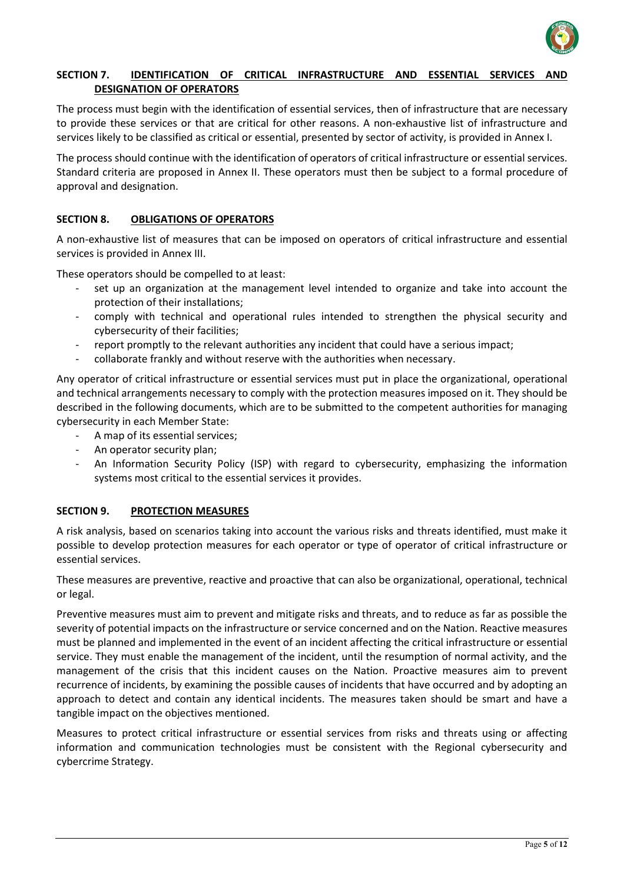## SECTION 7. IDENTIFICATION OF CRITICAL INFRASTRUCTURE AND ESSENTIAL SERVICES AND DESIGNATION OF OPERATORS

The process must begin with the identification of essential services, then of infrastructure that are necessary to provide these services or that are critical for other reasons. A non-exhaustive list of infrastructure and services likely to be classified as critical or essential, presented by sector of activity, is provided in Annex I.

The process should continue with the identification of operators of critical infrastructure or essential services. Standard criteria are proposed in Annex II. These operators must then be subject to a formal procedure of approval and designation.

## SECTION 8. OBLIGATIONS OF OPERATORS

A non-exhaustive list of measures that can be imposed on operators of critical infrastructure and essential services is provided in Annex III.

These operators should be compelled to at least:

- set up an organization at the management level intended to organize and take into account the protection of their installations;
- comply with technical and operational rules intended to strengthen the physical security and cybersecurity of their facilities;
- report promptly to the relevant authorities any incident that could have a serious impact;
- collaborate frankly and without reserve with the authorities when necessary.

Any operator of critical infrastructure or essential services must put in place the organizational, operational and technical arrangements necessary to comply with the protection measures imposed on it. They should be described in the following documents, which are to be submitted to the competent authorities for managing cybersecurity in each Member State:

- A map of its essential services;
- An operator security plan;
- An Information Security Policy (ISP) with regard to cybersecurity, emphasizing the information systems most critical to the essential services it provides.

## SECTION 9. PROTECTION MEASURES

A risk analysis, based on scenarios taking into account the various risks and threats identified, must make it possible to develop protection measures for each operator or type of operator of critical infrastructure or essential services.

These measures are preventive, reactive and proactive that can also be organizational, operational, technical or legal.

Preventive measures must aim to prevent and mitigate risks and threats, and to reduce as far as possible the severity of potential impacts on the infrastructure or service concerned and on the Nation. Reactive measures must be planned and implemented in the event of an incident affecting the critical infrastructure or essential service. They must enable the management of the incident, until the resumption of normal activity, and the management of the crisis that this incident causes on the Nation. Proactive measures aim to prevent recurrence of incidents, by examining the possible causes of incidents that have occurred and by adopting an approach to detect and contain any identical incidents. The measures taken should be smart and have a tangible impact on the objectives mentioned.

Measures to protect critical infrastructure or essential services from risks and threats using or affecting information and communication technologies must be consistent with the Regional cybersecurity and cybercrime Strategy.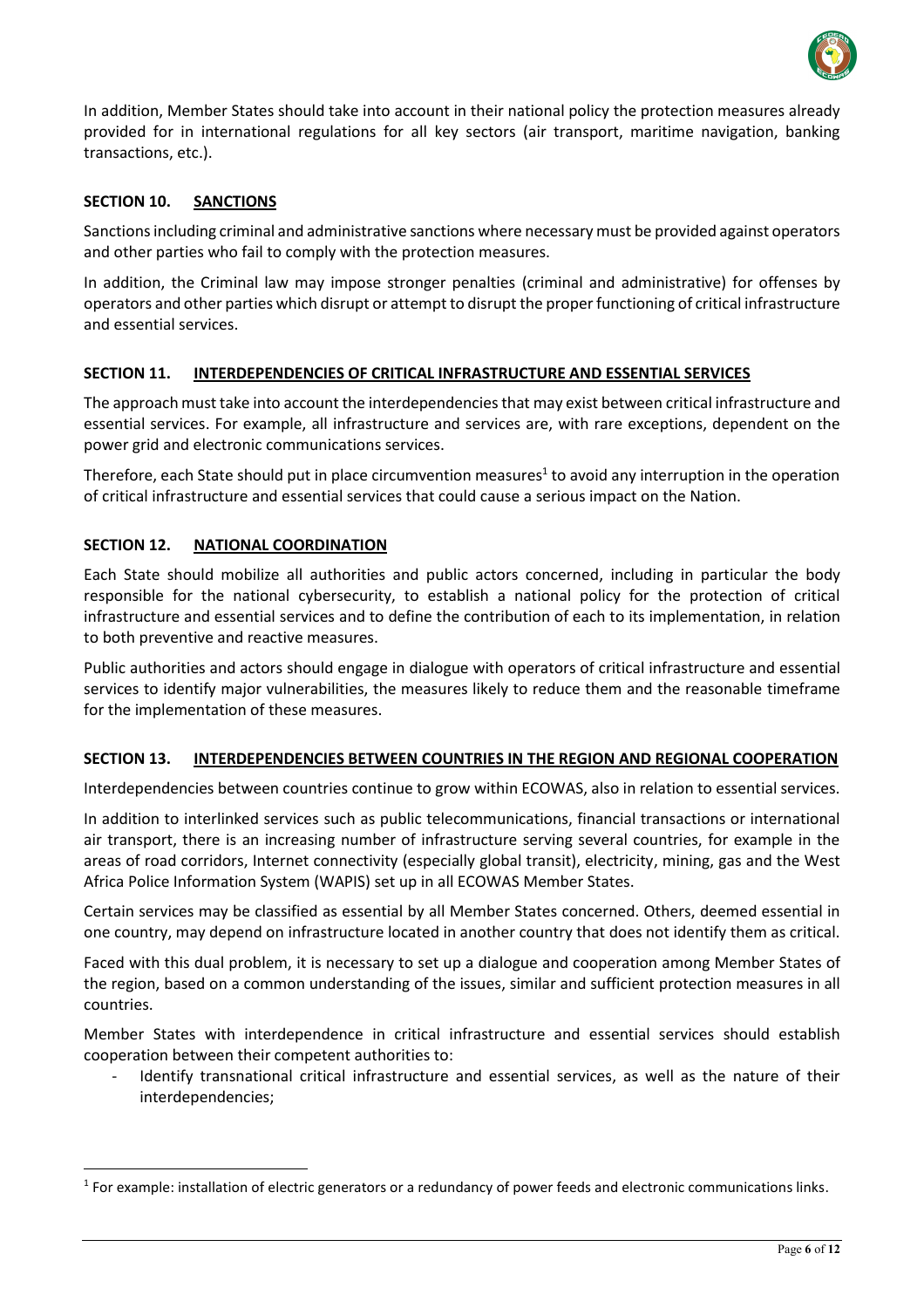In addition, Member States should take into account in their national policy the protection measures already provided for in international regulations for all key sectors (air transport, maritime navigation, banking transactions, etc.).

## SECTION 10. SANCTIONS

Sanctions including criminal and administrative sanctions where necessary must be provided against operators and other parties who fail to comply with the protection measures.

In addition, the Criminal law may impose stronger penalties (criminal and administrative) for offenses by operators and other parties which disrupt or attempt to disrupt the proper functioning of critical infrastructure and essential services.

## SECTION 11. INTERDEPENDENCIES OF CRITICAL INFRASTRUCTURE AND ESSENTIAL SERVICES

The approach must take into account the interdependencies that may exist between critical infrastructure and essential services. For example, all infrastructure and services are, with rare exceptions, dependent on the power grid and electronic communications services.

Therefore, each State should put in place circumvention measures[1] to avoid any interruption in the operation of critical infrastructure and essential services that could cause a serious impact on the Nation.

## SECTION 12. NATIONAL COORDINATION

Each State should mobilize all authorities and public actors concerned, including in particular the body responsible for the national cybersecurity, to establish a national policy for the protection of critical infrastructure and essential services and to define the contribution of each to its implementation, in relation to both preventive and reactive measures.

Public authorities and actors should engage in dialogue with operators of critical infrastructure and essential services to identify major vulnerabilities, the measures likely to reduce them and the reasonable timeframe for the implementation of these measures.

## SECTION 13. INTERDEPENDENCIES BETWEEN COUNTRIES IN THE REGION AND REGIONAL COOPERATION

Interdependencies between countries continue to grow within ECOWAS, also in relation to essential services.

In addition to interlinked services such as public telecommunications, financial transactions or international air transport, there is an increasing number of infrastructure serving several countries, for example in the areas of road corridors, Internet connectivity (especially global transit), electricity, mining, gas and the West Africa Police Information System (WAPIS) set up in all ECOWAS Member States.

Certain services may be classified as essential by all Member States concerned. Others, deemed essential in one country, may depend on infrastructure located in another country that does not identify them as critical.

Faced with this dual problem, it is necessary to set up a dialogue and cooperation among Member States of the region, based on a common understanding of the issues, similar and sufficient protection measures in all countries.

Member States with interdependence in critical infrastructure and essential services should establish cooperation between their competent authorities to:

- Identify transnational critical infrastructure and essential services, as well as the nature of their interdependencies;

---

[1] For example: installation of electric generators or a redundancy of power feeds and electronic communications links.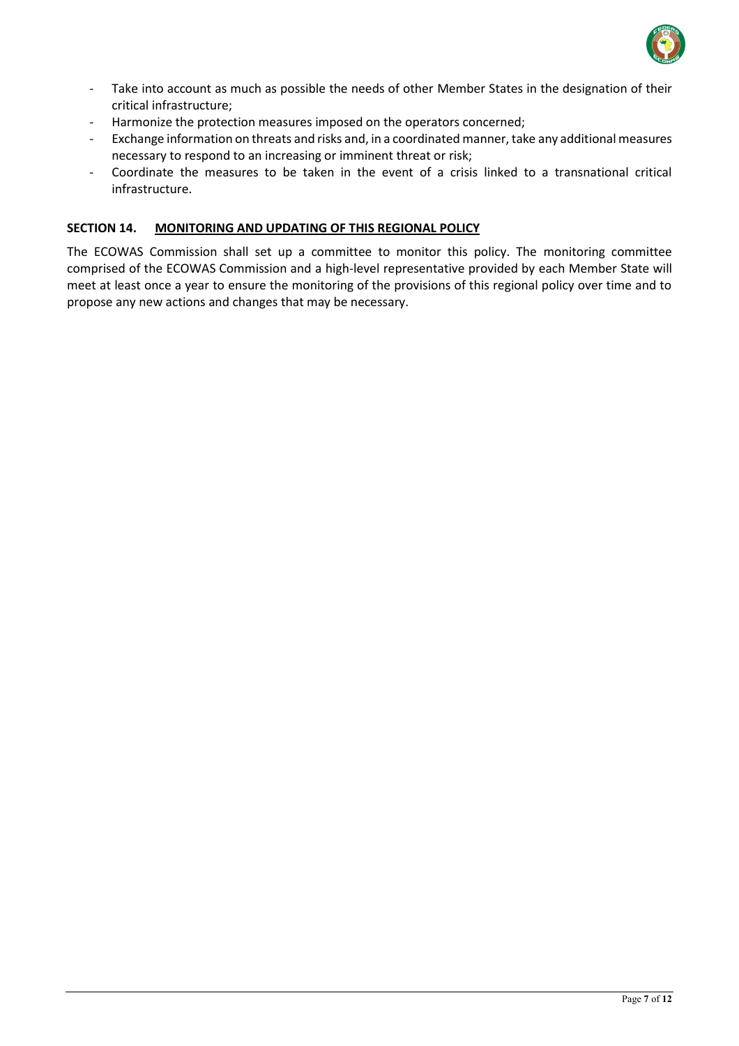- Take into account as much as possible the needs of other Member States in the designation of their critical infrastructure;
- Harmonize the protection measures imposed on the operators concerned;
- Exchange information on threats and risks and, in a coordinated manner, take any additional measures necessary to respond to an increasing or imminent threat or risk;
- Coordinate the measures to be taken in the event of a crisis linked to a transnational critical infrastructure.

## SECTION 14. MONITORING AND UPDATING OF THIS REGIONAL POLICY

The ECOWAS Commission shall set up a committee to monitor this policy. The monitoring committee comprised of the ECOWAS Commission and a high-level representative provided by each Member State will meet at least once a year to ensure the monitoring of the provisions of this regional policy over time and to propose any new actions and changes that may be necessary.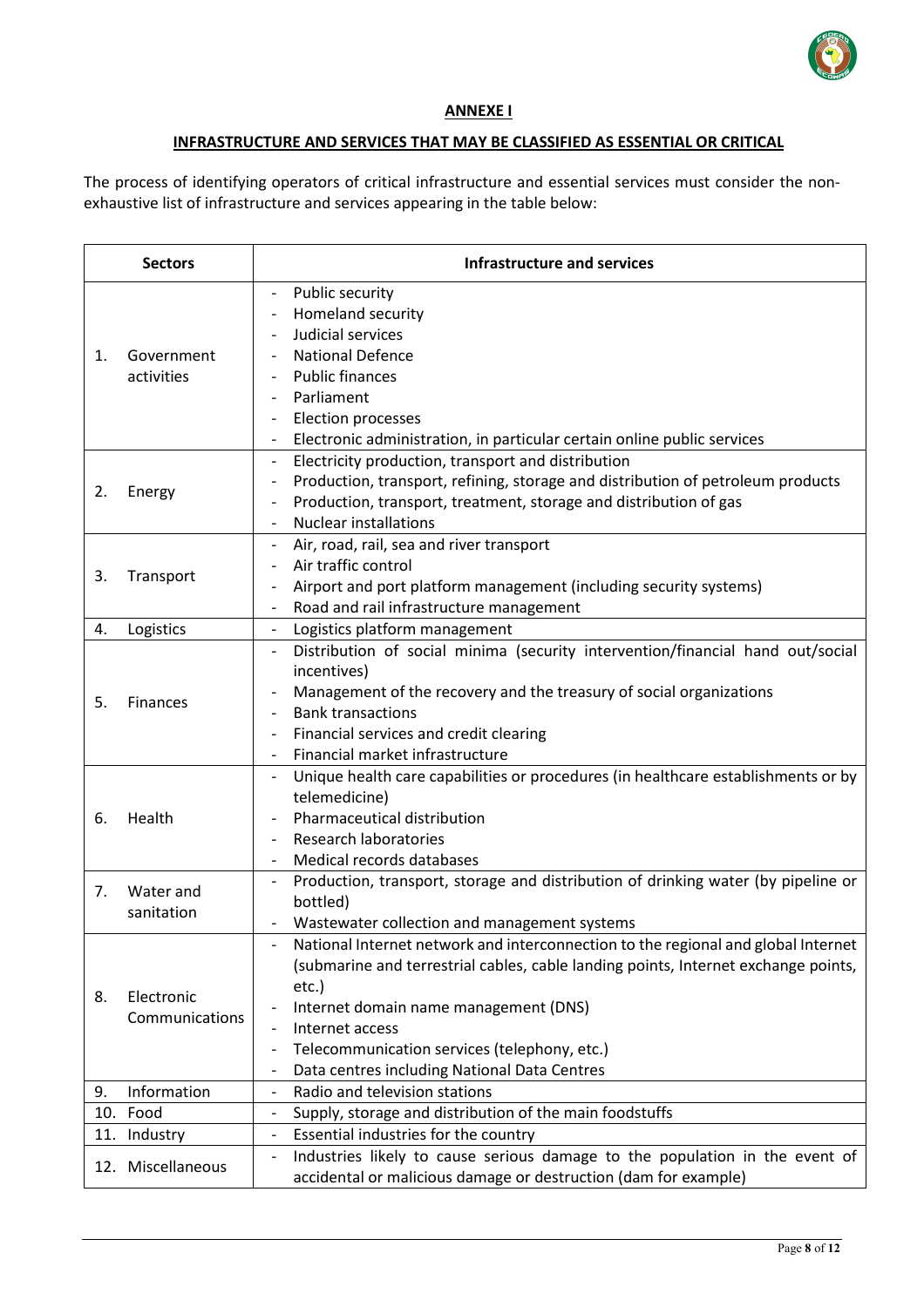## ANNEXE I

### INFRASTRUCTURE AND SERVICES THAT MAY BE CLASSIFIED AS ESSENTIAL OR CRITICAL

The process of identifying operators of critical infrastructure and essential services must consider the non-exhaustive list of infrastructure and services appearing in the table below:

| Sectors | Infrastructure and services |
|---|---|
| 1. Government activities | - Public security<br>- Homeland security<br>- Judicial services<br>- National Defence<br>- Public finances<br>- Parliament<br>- Election processes<br>- Electronic administration, in particular certain online public services |
| 2. Energy | - Electricity production, transport and distribution<br>- Production, transport, refining, storage and distribution of petroleum products<br>- Production, transport, treatment, storage and distribution of gas<br>- Nuclear installations |
| 3. Transport | - Air, road, rail, sea and river transport<br>- Air traffic control<br>- Airport and port platform management (including security systems)<br>- Road and rail infrastructure management |
| 4. Logistics | - Logistics platform management |
| 5. Finances | - Distribution of social minima (security intervention/financial hand out/social incentives)<br>- Management of the recovery and the treasury of social organizations<br>- Bank transactions<br>- Financial services and credit clearing<br>- Financial market infrastructure |
| 6. Health | - Unique health care capabilities or procedures (in healthcare establishments or by telemedicine)<br>- Pharmaceutical distribution<br>- Research laboratories<br>- Medical records databases |
| 7. Water and sanitation | - Production, transport, storage and distribution of drinking water (by pipeline or bottled)<br>- Wastewater collection and management systems |
| 8. Electronic Communications | - National Internet network and interconnection to the regional and global Internet (submarine and terrestrial cables, cable landing points, Internet exchange points, etc.)<br>- Internet domain name management (DNS)<br>- Internet access<br>- Telecommunication services (telephony, etc.)<br>- Data centres including National Data Centres |
| 9. Information | - Radio and television stations |
| 10. Food | - Supply, storage and distribution of the main foodstuffs |
| 11. Industry | - Essential industries for the country |
| 12. Miscellaneous | - Industries likely to cause serious damage to the population in the event of accidental or malicious damage or destruction (dam for example) |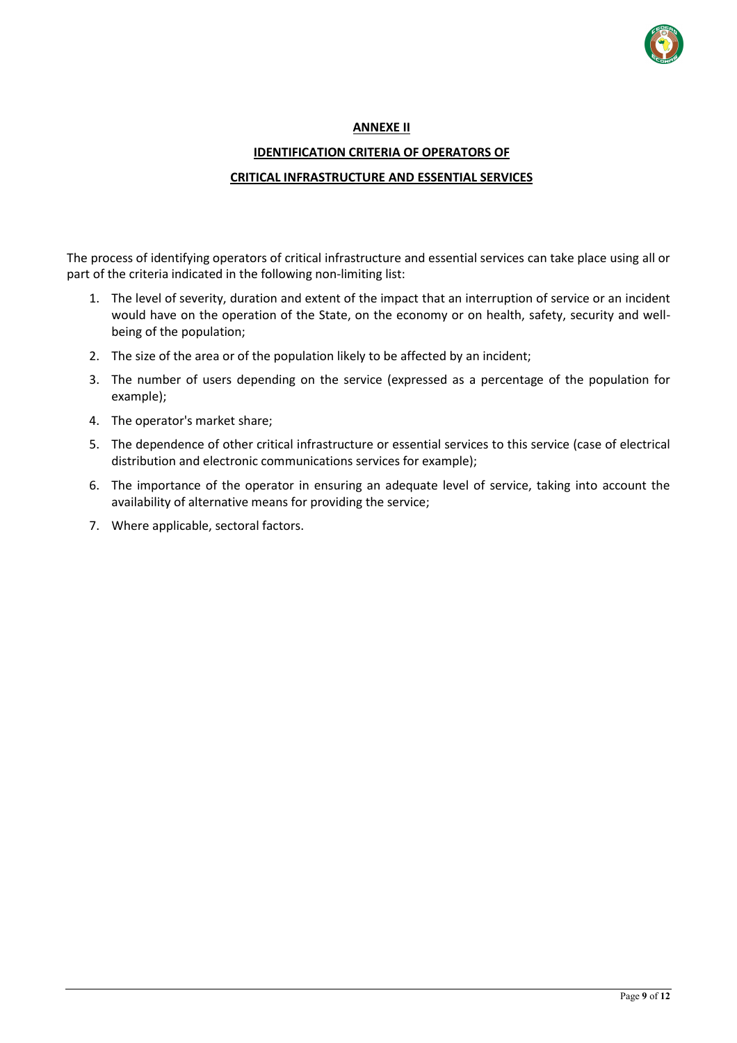## ANNEXE II

## IDENTIFICATION CRITERIA OF OPERATORS OF CRITICAL INFRASTRUCTURE AND ESSENTIAL SERVICES

The process of identifying operators of critical infrastructure and essential services can take place using all or part of the criteria indicated in the following non-limiting list:

1. The level of severity, duration and extent of the impact that an interruption of service or an incident would have on the operation of the State, on the economy or on health, safety, security and well-being of the population;
2. The size of the area or of the population likely to be affected by an incident;
3. The number of users depending on the service (expressed as a percentage of the population for example);
4. The operator's market share;
5. The dependence of other critical infrastructure or essential services to this service (case of electrical distribution and electronic communications services for example);
6. The importance of the operator in ensuring an adequate level of service, taking into account the availability of alternative means for providing the service;
7. Where applicable, sectoral factors.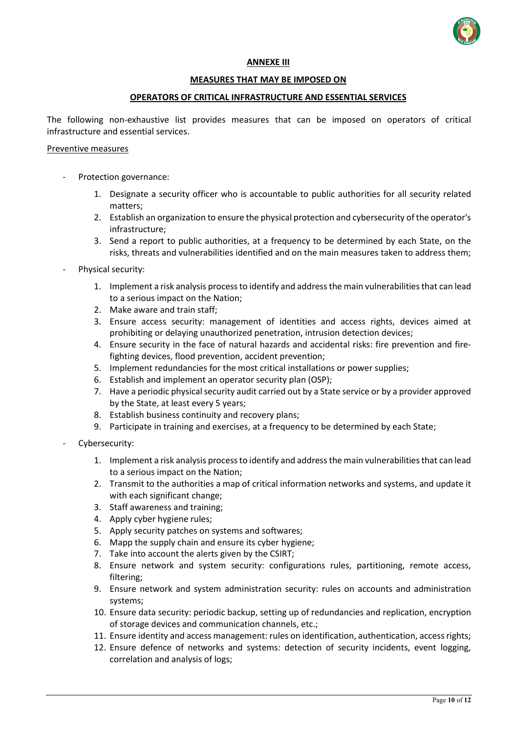**ANNEXE III**

**MEASURES THAT MAY BE IMPOSED ON**

**OPERATORS OF CRITICAL INFRASTRUCTURE AND ESSENTIAL SERVICES**

The following non-exhaustive list provides measures that can be imposed on operators of critical infrastructure and essential services.

Preventive measures

- Protection governance:
    1. Designate a security officer who is accountable to public authorities for all security related matters;
    2. Establish an organization to ensure the physical protection and cybersecurity of the operator's infrastructure;
    3. Send a report to public authorities, at a frequency to be determined by each State, on the risks, threats and vulnerabilities identified and on the main measures taken to address them;
- Physical security:
    1. Implement a risk analysis process to identify and address the main vulnerabilities that can lead to a serious impact on the Nation;
    2. Make aware and train staff;
    3. Ensure access security: management of identities and access rights, devices aimed at prohibiting or delaying unauthorized penetration, intrusion detection devices;
    4. Ensure security in the face of natural hazards and accidental risks: fire prevention and fire-fighting devices, flood prevention, accident prevention;
    5. Implement redundancies for the most critical installations or power supplies;
    6. Establish and implement an operator security plan (OSP);
    7. Have a periodic physical security audit carried out by a State service or by a provider approved by the State, at least every 5 years;
    8. Establish business continuity and recovery plans;
    9. Participate in training and exercises, at a frequency to be determined by each State;
- Cybersecurity:
    1. Implement a risk analysis process to identify and address the main vulnerabilities that can lead to a serious impact on the Nation;
    2. Transmit to the authorities a map of critical information networks and systems, and update it with each significant change;
    3. Staff awareness and training;
    4. Apply cyber hygiene rules;
    5. Apply security patches on systems and softwares;
    6. Mapp the supply chain and ensure its cyber hygiene;
    7. Take into account the alerts given by the CSIRT;
    8. Ensure network and system security: configurations rules, partitioning, remote access, filtering;
    9. Ensure network and system administration security: rules on accounts and administration systems;
    10. Ensure data security: periodic backup, setting up of redundancies and replication, encryption of storage devices and communication channels, etc.;
    11. Ensure identity and access management: rules on identification, authentication, access rights;
    12. Ensure defence of networks and systems: detection of security incidents, event logging, correlation and analysis of logs;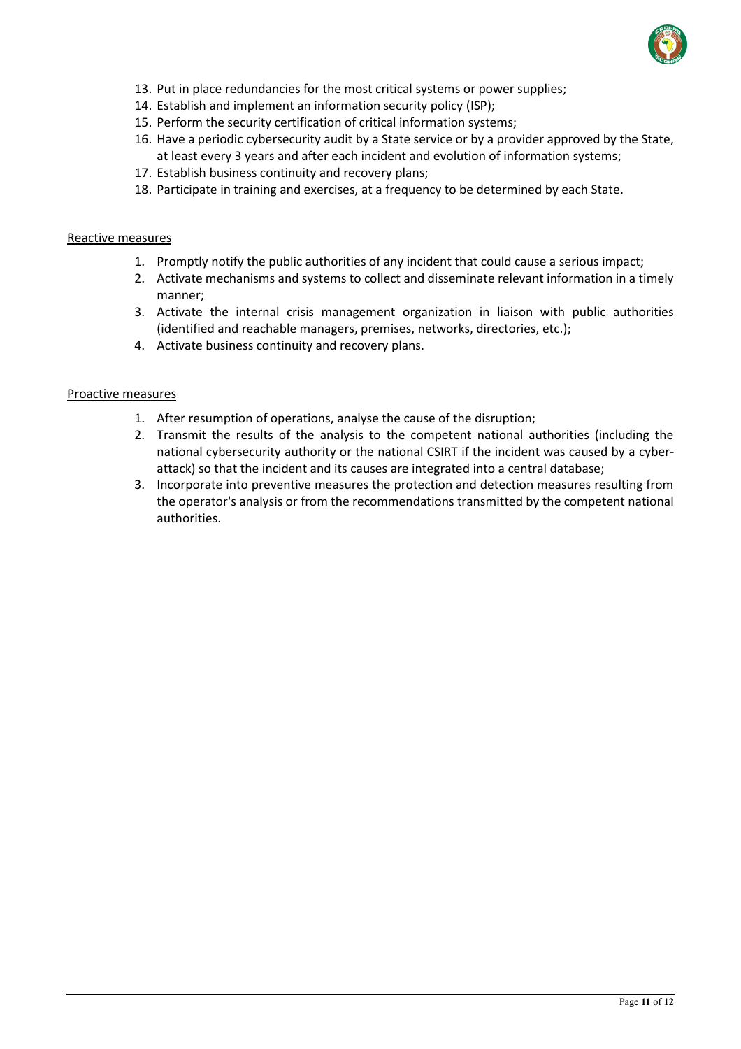13. Put in place redundancies for the most critical systems or power supplies;
14. Establish and implement an information security policy (ISP);
15. Perform the security certification of critical information systems;
16. Have a periodic cybersecurity audit by a State service or by a provider approved by the State, at least every 3 years and after each incident and evolution of information systems;
17. Establish business continuity and recovery plans;
18. Participate in training and exercises, at a frequency to be determined by each State.

<u>Reactive measures</u>

1. Promptly notify the public authorities of any incident that could cause a serious impact;
2. Activate mechanisms and systems to collect and disseminate relevant information in a timely manner;
3. Activate the internal crisis management organization in liaison with public authorities (identified and reachable managers, premises, networks, directories, etc.);
4. Activate business continuity and recovery plans.

<u>Proactive measures</u>

1. After resumption of operations, analyse the cause of the disruption;
2. Transmit the results of the analysis to the competent national authorities (including the national cybersecurity authority or the national CSIRT if the incident was caused by a cyber-attack) so that the incident and its causes are integrated into a central database;
3. Incorporate into preventive measures the protection and detection measures resulting from the operator's analysis or from the recommendations transmitted by the competent national authorities.